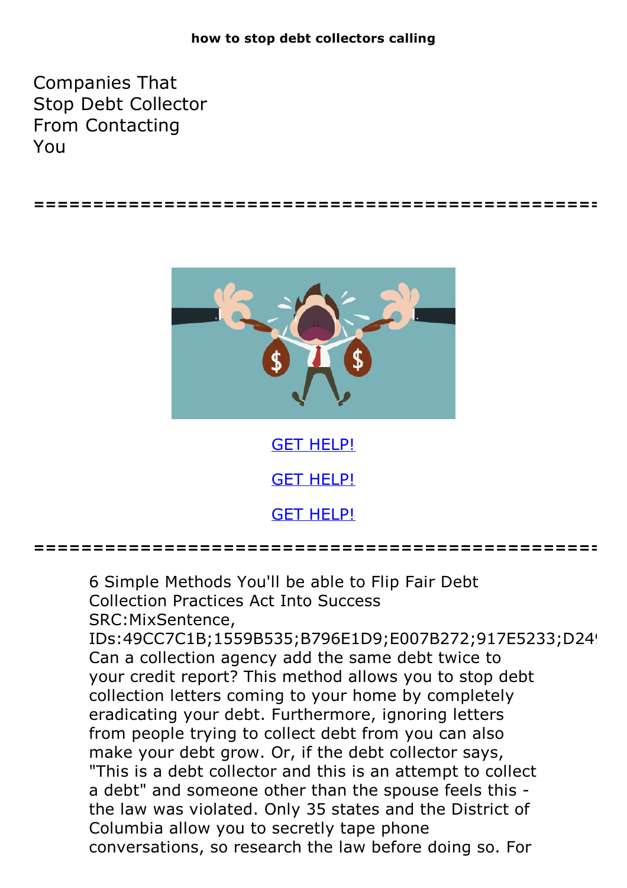**how to stop debt collectors calling**

# Companies That Stop Debt Collector From Contacting You

==================================================

GET HELP!

GET HELP!

GET HELP!

==================================================

6 Simple Methods You'll be able to Flip Fair Debt Collection Practices Act Into Success
SRC:MixSentence,
IDs:49CC7C1B;1559B535;B796E1D9;E007B272;917E5233;D24
Can a collection agency add the same debt twice to your credit report? This method allows you to stop debt collection letters coming to your home by completely eradicating your debt. Furthermore, ignoring letters from people trying to collect debt from you can also make your debt grow. Or, if the debt collector says, "This is a debt collector and this is an attempt to collect a debt" and someone other than the spouse feels this - the law was violated. Only 35 states and the District of Columbia allow you to secretly tape phone conversations, so research the law before doing so. For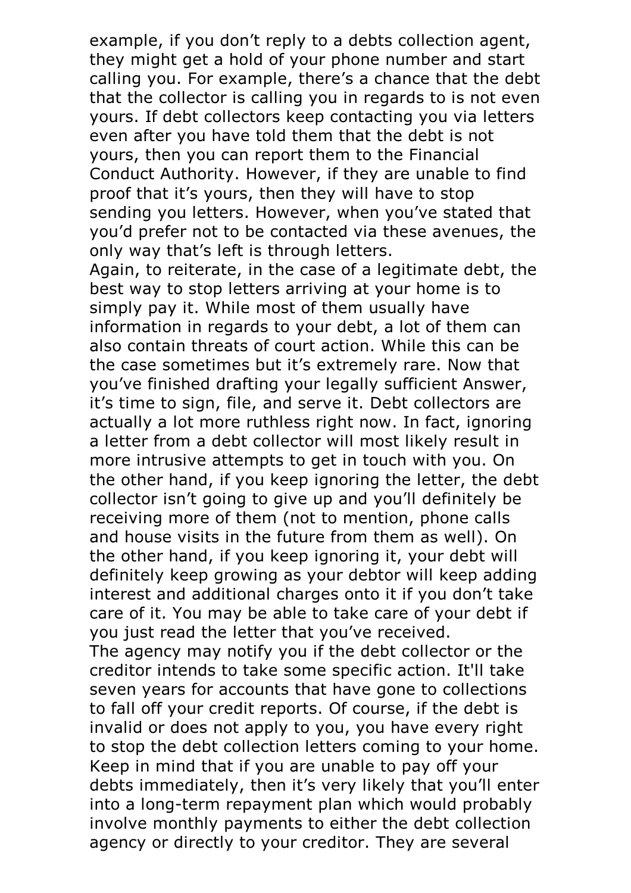example, if you don’t reply to a debts collection agent, they might get a hold of your phone number and start calling you. For example, there’s a chance that the debt that the collector is calling you in regards to is not even yours. If debt collectors keep contacting you via letters even after you have told them that the debt is not yours, then you can report them to the Financial Conduct Authority. However, if they are unable to find proof that it’s yours, then they will have to stop sending you letters. However, when you’ve stated that you’d prefer not to be contacted via these avenues, the only way that’s left is through letters.

Again, to reiterate, in the case of a legitimate debt, the best way to stop letters arriving at your home is to simply pay it. While most of them usually have information in regards to your debt, a lot of them can also contain threats of court action. While this can be the case sometimes but it’s extremely rare. Now that you’ve finished drafting your legally sufficient Answer, it’s time to sign, file, and serve it. Debt collectors are actually a lot more ruthless right now. In fact, ignoring a letter from a debt collector will most likely result in more intrusive attempts to get in touch with you. On the other hand, if you keep ignoring the letter, the debt collector isn’t going to give up and you’ll definitely be receiving more of them (not to mention, phone calls and house visits in the future from them as well). On the other hand, if you keep ignoring it, your debt will definitely keep growing as your debtor will keep adding interest and additional charges onto it if you don’t take care of it. You may be able to take care of your debt if you just read the letter that you’ve received.

The agency may notify you if the debt collector or the creditor intends to take some specific action. It'll take seven years for accounts that have gone to collections to fall off your credit reports. Of course, if the debt is invalid or does not apply to you, you have every right to stop the debt collection letters coming to your home. Keep in mind that if you are unable to pay off your debts immediately, then it’s very likely that you’ll enter into a long-term repayment plan which would probably involve monthly payments to either the debt collection agency or directly to your creditor. They are several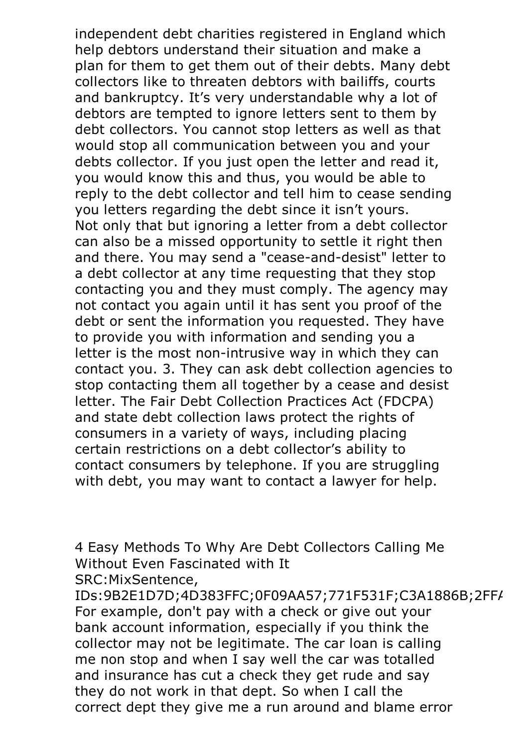independent debt charities registered in England which help debtors understand their situation and make a plan for them to get them out of their debts. Many debt collectors like to threaten debtors with bailiffs, courts and bankruptcy. It's very understandable why a lot of debtors are tempted to ignore letters sent to them by debt collectors. You cannot stop letters as well as that would stop all communication between you and your debts collector. If you just open the letter and read it, you would know this and thus, you would be able to reply to the debt collector and tell him to cease sending you letters regarding the debt since it isn't yours. Not only that but ignoring a letter from a debt collector can also be a missed opportunity to settle it right then and there. You may send a "cease-and-desist" letter to a debt collector at any time requesting that they stop contacting you and they must comply. The agency may not contact you again until it has sent you proof of the debt or sent the information you requested. They have to provide you with information and sending you a letter is the most non-intrusive way in which they can contact you. 3. They can ask debt collection agencies to stop contacting them all together by a cease and desist letter. The Fair Debt Collection Practices Act (FDCPA) and state debt collection laws protect the rights of consumers in a variety of ways, including placing certain restrictions on a debt collector's ability to contact consumers by telephone. If you are struggling with debt, you may want to contact a lawyer for help.

4 Easy Methods To Why Are Debt Collectors Calling Me Without Even Fascinated with It
SRC:MixSentence,
IDs:9B2E1D7D;4D383FFC;0F09AA57;771F531F;C3A1886B;2FF

For example, don't pay with a check or give out your bank account information, especially if you think the collector may not be legitimate. The car loan is calling me non stop and when I say well the car was totalled and insurance has cut a check they get rude and say they do not work in that dept. So when I call the correct dept they give me a run around and blame error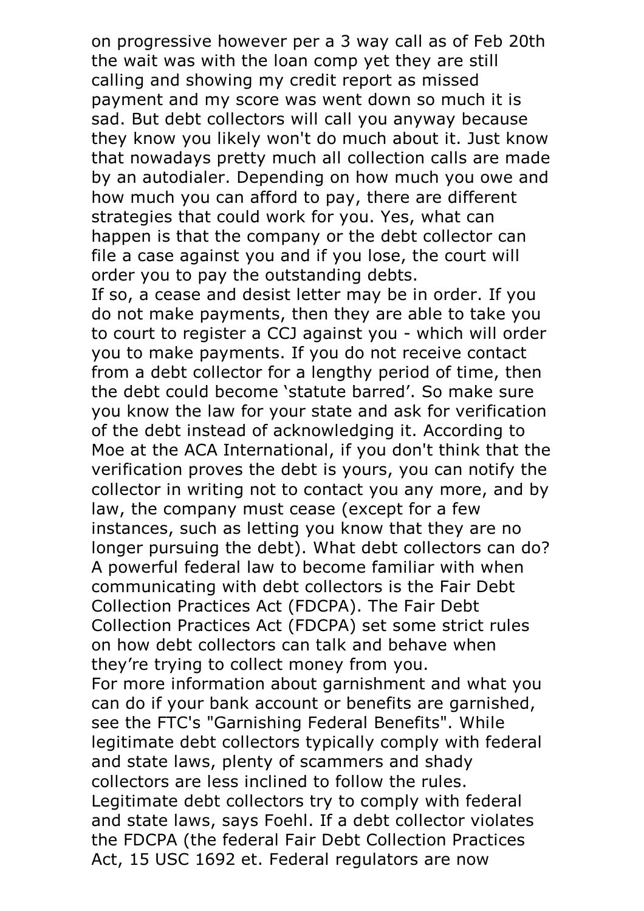on progressive however per a 3 way call as of Feb 20th the wait was with the loan comp yet they are still calling and showing my credit report as missed payment and my score was went down so much it is sad. But debt collectors will call you anyway because they know you likely won't do much about it. Just know that nowadays pretty much all collection calls are made by an autodialer. Depending on how much you owe and how much you can afford to pay, there are different strategies that could work for you. Yes, what can happen is that the company or the debt collector can file a case against you and if you lose, the court will order you to pay the outstanding debts.

If so, a cease and desist letter may be in order. If you do not make payments, then they are able to take you to court to register a CCJ against you - which will order you to make payments. If you do not receive contact from a debt collector for a lengthy period of time, then the debt could become 'statute barred'. So make sure you know the law for your state and ask for verification of the debt instead of acknowledging it. According to Moe at the ACA International, if you don't think that the verification proves the debt is yours, you can notify the collector in writing not to contact you any more, and by law, the company must cease (except for a few instances, such as letting you know that they are no longer pursuing the debt). What debt collectors can do? A powerful federal law to become familiar with when communicating with debt collectors is the Fair Debt Collection Practices Act (FDCPA). The Fair Debt Collection Practices Act (FDCPA) set some strict rules on how debt collectors can talk and behave when they're trying to collect money from you.

For more information about garnishment and what you can do if your bank account or benefits are garnished, see the FTC's "Garnishing Federal Benefits". While legitimate debt collectors typically comply with federal and state laws, plenty of scammers and shady collectors are less inclined to follow the rules. Legitimate debt collectors try to comply with federal and state laws, says Foehl. If a debt collector violates the FDCPA (the federal Fair Debt Collection Practices Act, 15 USC 1692 et. Federal regulators are now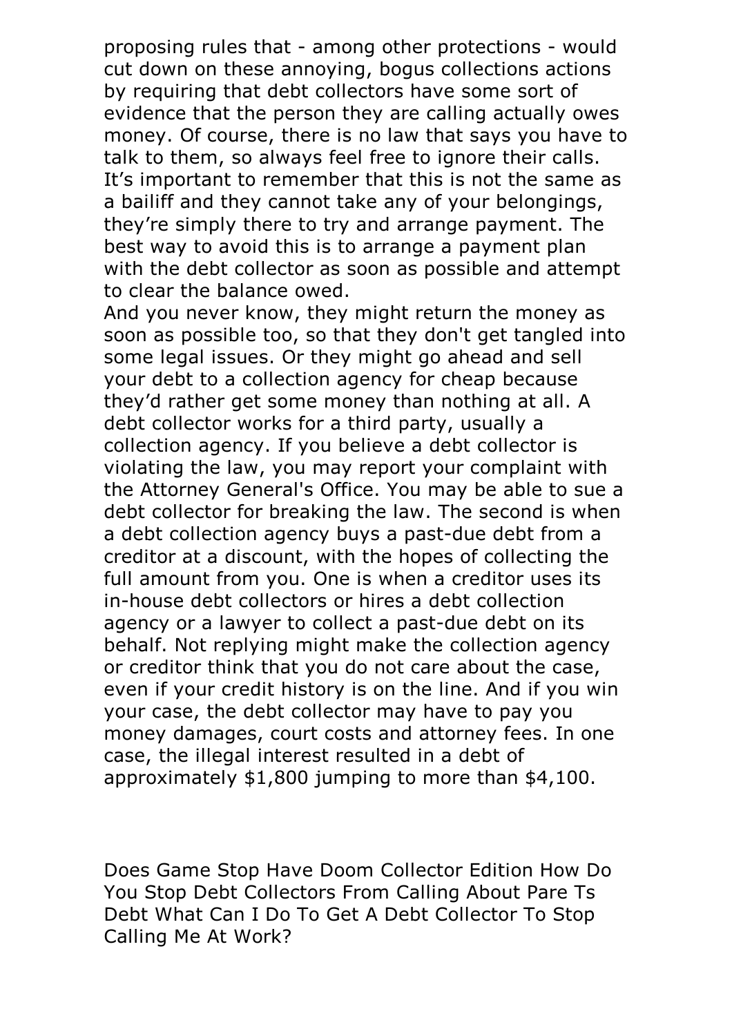proposing rules that - among other protections - would cut down on these annoying, bogus collections actions by requiring that debt collectors have some sort of evidence that the person they are calling actually owes money. Of course, there is no law that says you have to talk to them, so always feel free to ignore their calls. It's important to remember that this is not the same as a bailiff and they cannot take any of your belongings, they're simply there to try and arrange payment. The best way to avoid this is to arrange a payment plan with the debt collector as soon as possible and attempt to clear the balance owed.
And you never know, they might return the money as soon as possible too, so that they don't get tangled into some legal issues. Or they might go ahead and sell your debt to a collection agency for cheap because they'd rather get some money than nothing at all. A debt collector works for a third party, usually a collection agency. If you believe a debt collector is violating the law, you may report your complaint with the Attorney General's Office. You may be able to sue a debt collector for breaking the law. The second is when a debt collection agency buys a past-due debt from a creditor at a discount, with the hopes of collecting the full amount from you. One is when a creditor uses its in-house debt collectors or hires a debt collection agency or a lawyer to collect a past-due debt on its behalf. Not replying might make the collection agency or creditor think that you do not care about the case, even if your credit history is on the line. And if you win your case, the debt collector may have to pay you money damages, court costs and attorney fees. In one case, the illegal interest resulted in a debt of approximately $1,800 jumping to more than $4,100.

Does Game Stop Have Doom Collector Edition How Do You Stop Debt Collectors From Calling About Pare Ts Debt What Can I Do To Get A Debt Collector To Stop Calling Me At Work?